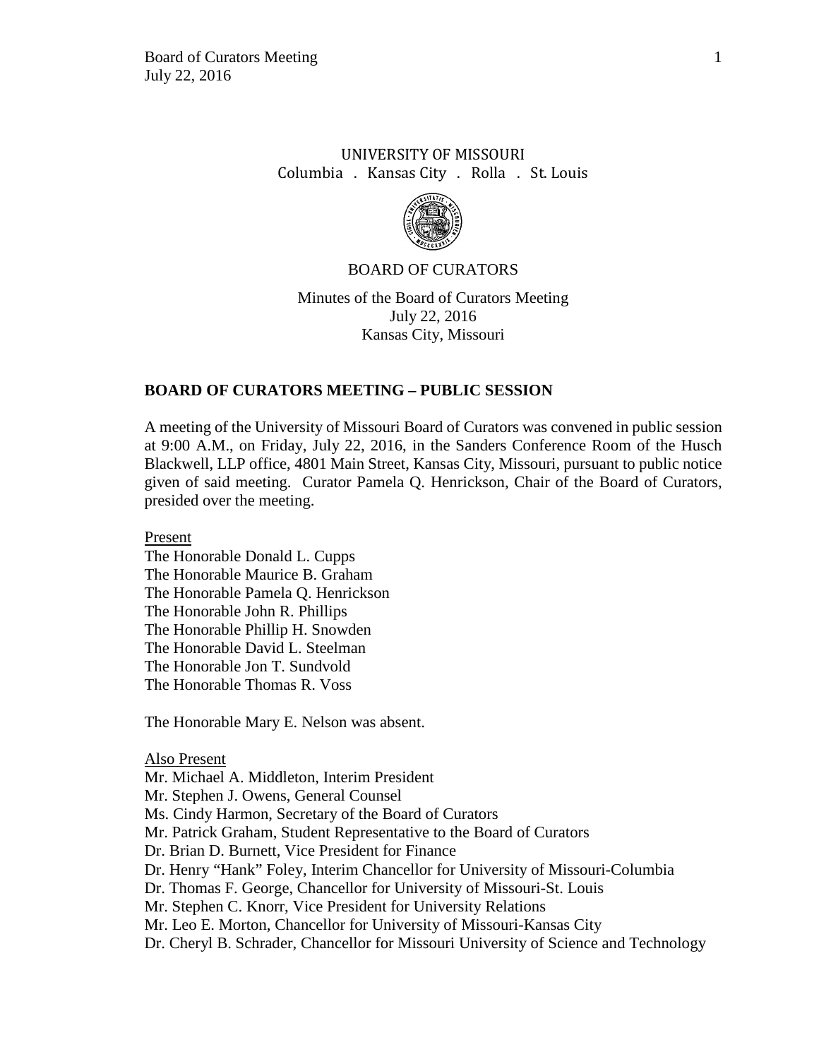UNIVERSITY OF MISSOURI
Columbia . Kansas City . Rolla . St. Louis

BOARD OF CURATORS

Minutes of the Board of Curators Meeting
July 22, 2016
Kansas City, Missouri

## BOARD OF CURATORS MEETING – PUBLIC SESSION

A meeting of the University of Missouri Board of Curators was convened in public session at 9:00 A.M., on Friday, July 22, 2016, in the Sanders Conference Room of the Husch Blackwell, LLP office, 4801 Main Street, Kansas City, Missouri, pursuant to public notice given of said meeting. Curator Pamela Q. Henrickson, Chair of the Board of Curators, presided over the meeting.

Present

The Honorable Donald L. Cupps
The Honorable Maurice B. Graham
The Honorable Pamela Q. Henrickson
The Honorable John R. Phillips
The Honorable Phillip H. Snowden
The Honorable David L. Steelman
The Honorable Jon T. Sundvold
The Honorable Thomas R. Voss

The Honorable Mary E. Nelson was absent.

Also Present

Mr. Michael A. Middleton, Interim President
Mr. Stephen J. Owens, General Counsel
Ms. Cindy Harmon, Secretary of the Board of Curators
Mr. Patrick Graham, Student Representative to the Board of Curators
Dr. Brian D. Burnett, Vice President for Finance
Dr. Henry "Hank" Foley, Interim Chancellor for University of Missouri-Columbia
Dr. Thomas F. George, Chancellor for University of Missouri-St. Louis
Mr. Stephen C. Knorr, Vice President for University Relations
Mr. Leo E. Morton, Chancellor for University of Missouri-Kansas City
Dr. Cheryl B. Schrader, Chancellor for Missouri University of Science and Technology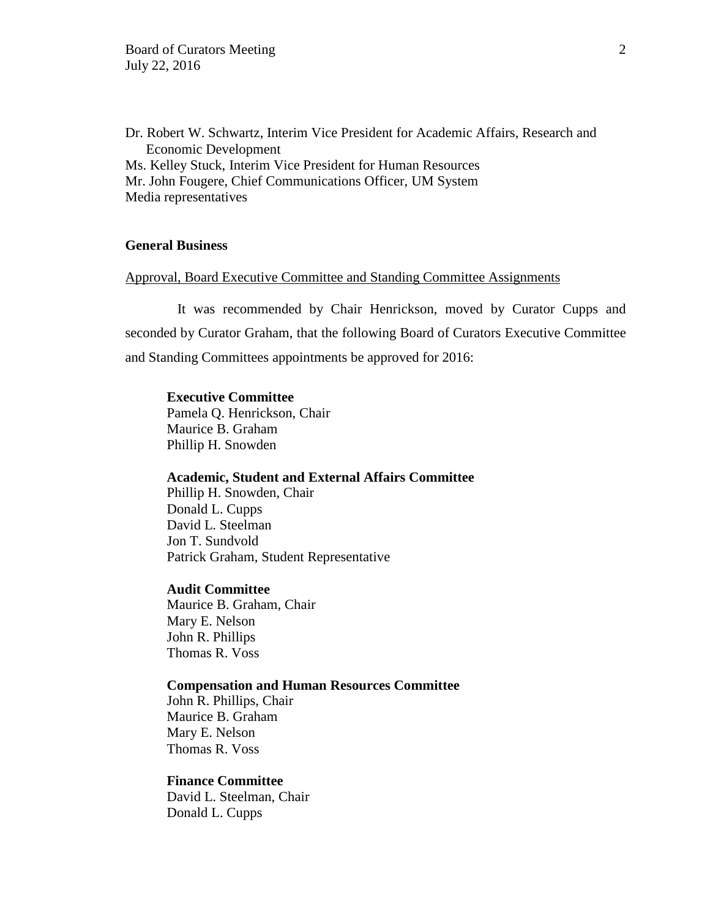Dr. Robert W. Schwartz, Interim Vice President for Academic Affairs, Research and Economic Development
Ms. Kelley Stuck, Interim Vice President for Human Resources
Mr. John Fougere, Chief Communications Officer, UM System
Media representatives

**General Business**

Approval, Board Executive Committee and Standing Committee Assignments

It was recommended by Chair Henrickson, moved by Curator Cupps and seconded by Curator Graham, that the following Board of Curators Executive Committee and Standing Committees appointments be approved for 2016:

**Executive Committee**
Pamela Q. Henrickson, Chair
Maurice B. Graham
Phillip H. Snowden

**Academic, Student and External Affairs Committee**
Phillip H. Snowden, Chair
Donald L. Cupps
David L. Steelman
Jon T. Sundvold
Patrick Graham, Student Representative

**Audit Committee**
Maurice B. Graham, Chair
Mary E. Nelson
John R. Phillips
Thomas R. Voss

**Compensation and Human Resources Committee**
John R. Phillips, Chair
Maurice B. Graham
Mary E. Nelson
Thomas R. Voss

**Finance Committee**
David L. Steelman, Chair
Donald L. Cupps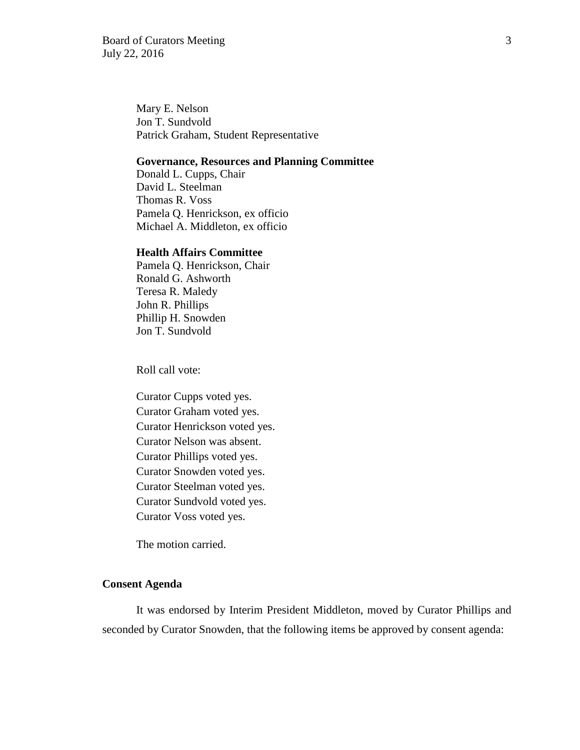Mary E. Nelson
Jon T. Sundvold
Patrick Graham, Student Representative

**Governance, Resources and Planning Committee**
Donald L. Cupps, Chair
David L. Steelman
Thomas R. Voss
Pamela Q. Henrickson, ex officio
Michael A. Middleton, ex officio

**Health Affairs Committee**
Pamela Q. Henrickson, Chair
Ronald G. Ashworth
Teresa R. Maledy
John R. Phillips
Phillip H. Snowden
Jon T. Sundvold

Roll call vote:

Curator Cupps voted yes.
Curator Graham voted yes.
Curator Henrickson voted yes.
Curator Nelson was absent.
Curator Phillips voted yes.
Curator Snowden voted yes.
Curator Steelman voted yes.
Curator Sundvold voted yes.
Curator Voss voted yes.

The motion carried.

**Consent Agenda**

It was endorsed by Interim President Middleton, moved by Curator Phillips and seconded by Curator Snowden, that the following items be approved by consent agenda: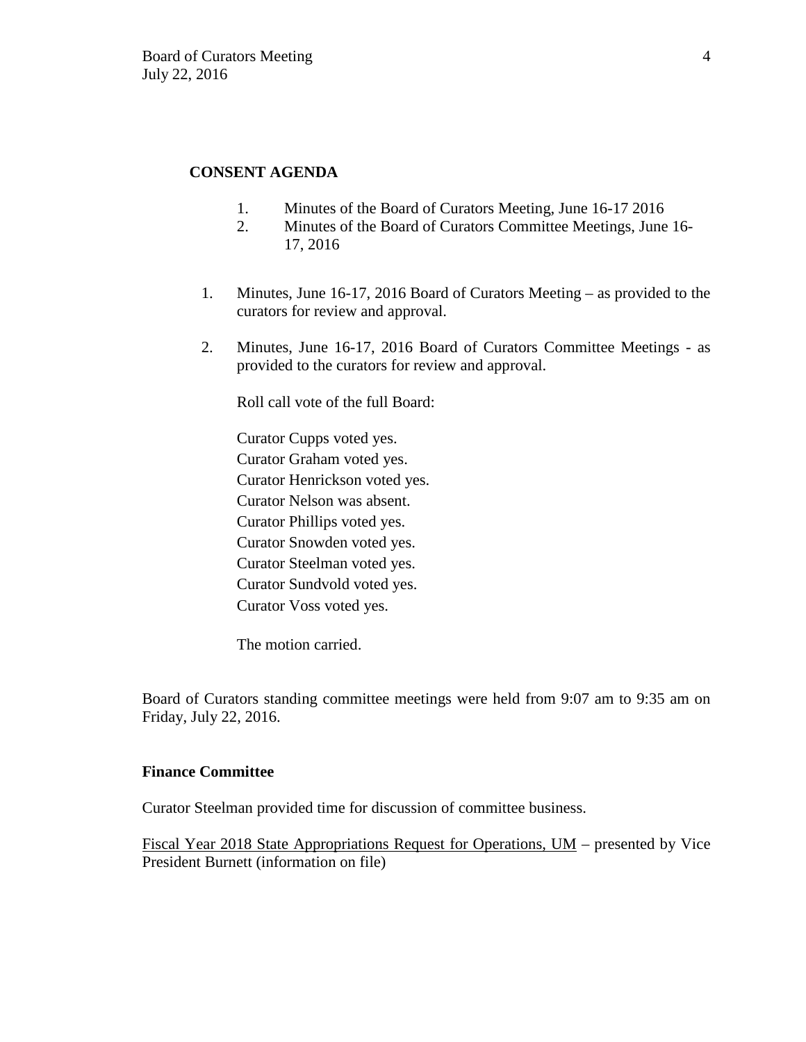**CONSENT AGENDA**

1. Minutes of the Board of Curators Meeting, June 16-17 2016
2. Minutes of the Board of Curators Committee Meetings, June 16-17, 2016

1. Minutes, June 16-17, 2016 Board of Curators Meeting – as provided to the curators for review and approval.

2. Minutes, June 16-17, 2016 Board of Curators Committee Meetings - as provided to the curators for review and approval.

   Roll call vote of the full Board:

   Curator Cupps voted yes.
   Curator Graham voted yes.
   Curator Henrickson voted yes.
   Curator Nelson was absent.
   Curator Phillips voted yes.
   Curator Snowden voted yes.
   Curator Steelman voted yes.
   Curator Sundvold voted yes.
   Curator Voss voted yes.

   The motion carried.

Board of Curators standing committee meetings were held from 9:07 am to 9:35 am on Friday, July 22, 2016.

**Finance Committee**

Curator Steelman provided time for discussion of committee business.

Fiscal Year 2018 State Appropriations Request for Operations, UM – presented by Vice President Burnett (information on file)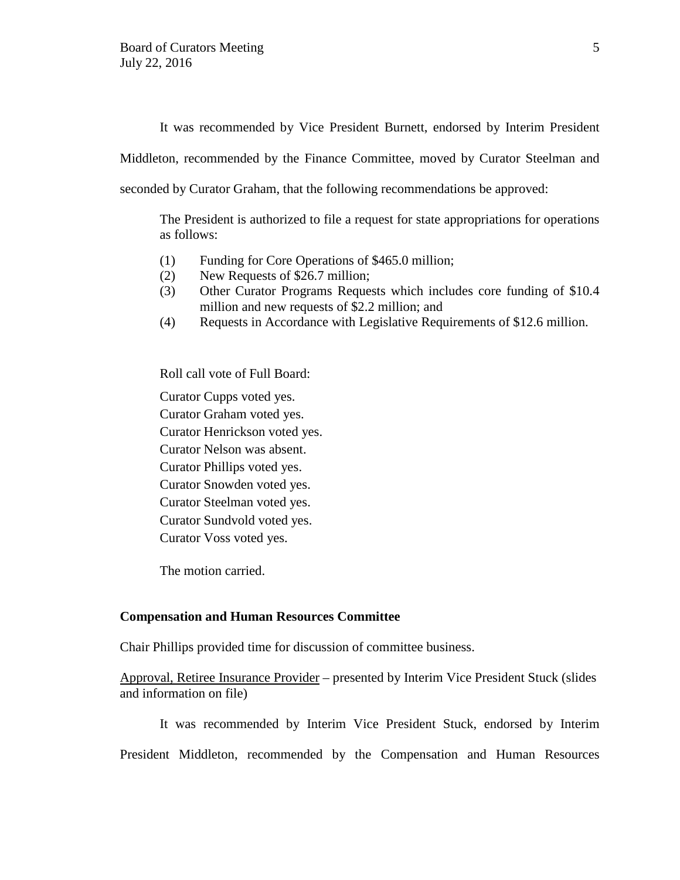It was recommended by Vice President Burnett, endorsed by Interim President Middleton, recommended by the Finance Committee, moved by Curator Steelman and seconded by Curator Graham, that the following recommendations be approved:

> The President is authorized to file a request for state appropriations for operations as follows:
>
> (1) Funding for Core Operations of $465.0 million;
> (2) New Requests of $26.7 million;
> (3) Other Curator Programs Requests which includes core funding of $10.4 million and new requests of $2.2 million; and
> (4) Requests in Accordance with Legislative Requirements of $12.6 million.

Roll call vote of Full Board:

Curator Cupps voted yes.
Curator Graham voted yes.
Curator Henrickson voted yes.
Curator Nelson was absent.
Curator Phillips voted yes.
Curator Snowden voted yes.
Curator Steelman voted yes.
Curator Sundvold voted yes.
Curator Voss voted yes.

The motion carried.

**Compensation and Human Resources Committee**

Chair Phillips provided time for discussion of committee business.

Approval, Retiree Insurance Provider – presented by Interim Vice President Stuck (slides and information on file)

It was recommended by Interim Vice President Stuck, endorsed by Interim President Middleton, recommended by the Compensation and Human Resources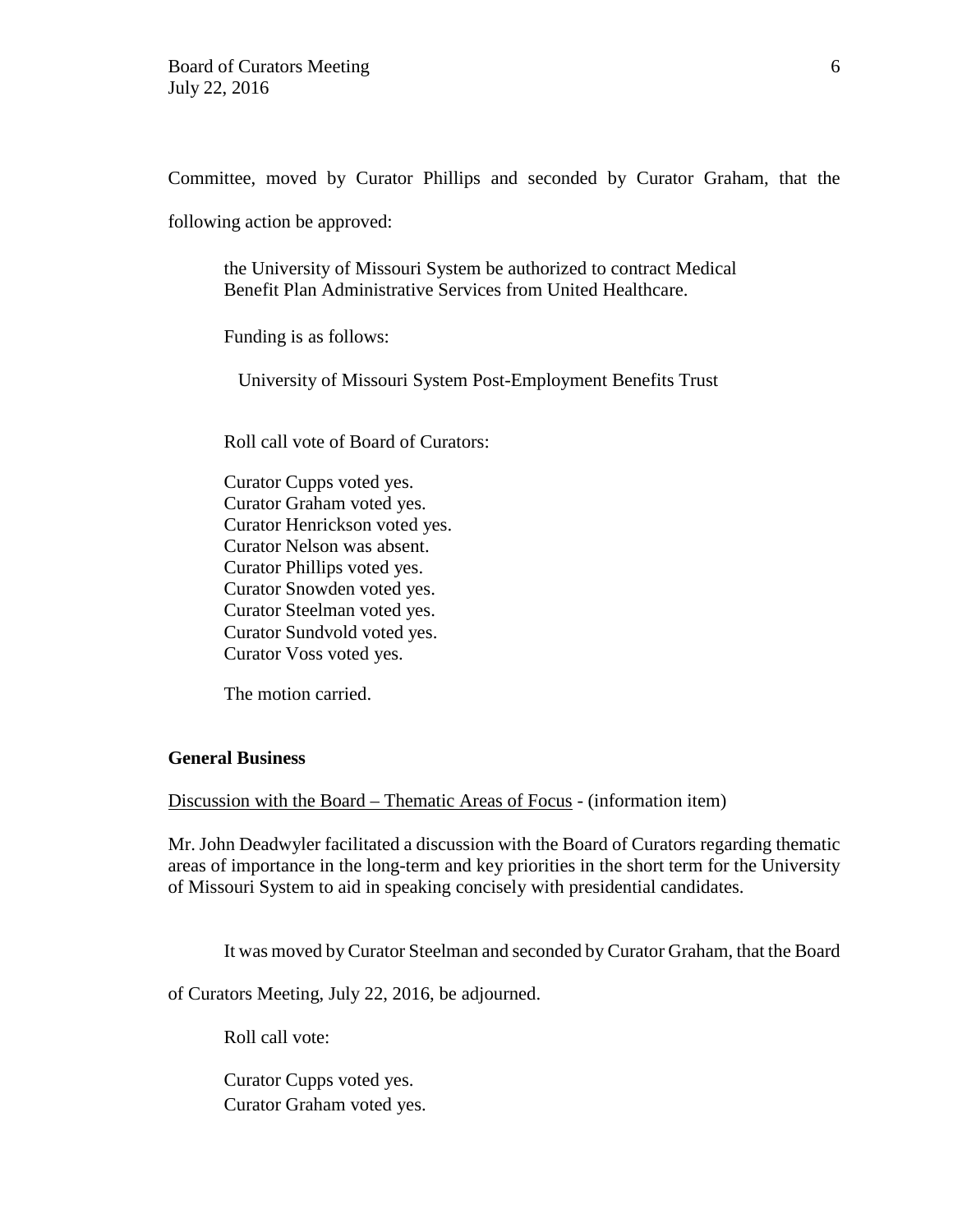Committee, moved by Curator Phillips and seconded by Curator Graham, that the following action be approved:

> the University of Missouri System be authorized to contract Medical Benefit Plan Administrative Services from United Healthcare.
>
> Funding is as follows:
>
> University of Missouri System Post-Employment Benefits Trust
>
> Roll call vote of Board of Curators:
>
> Curator Cupps voted yes.
> Curator Graham voted yes.
> Curator Henrickson voted yes.
> Curator Nelson was absent.
> Curator Phillips voted yes.
> Curator Snowden voted yes.
> Curator Steelman voted yes.
> Curator Sundvold voted yes.
> Curator Voss voted yes.
>
> The motion carried.

**General Business**

Discussion with the Board – Thematic Areas of Focus - (information item)

Mr. John Deadwyler facilitated a discussion with the Board of Curators regarding thematic areas of importance in the long-term and key priorities in the short term for the University of Missouri System to aid in speaking concisely with presidential candidates.

It was moved by Curator Steelman and seconded by Curator Graham, that the Board of Curators Meeting, July 22, 2016, be adjourned.

> Roll call vote:
>
> Curator Cupps voted yes.
> Curator Graham voted yes.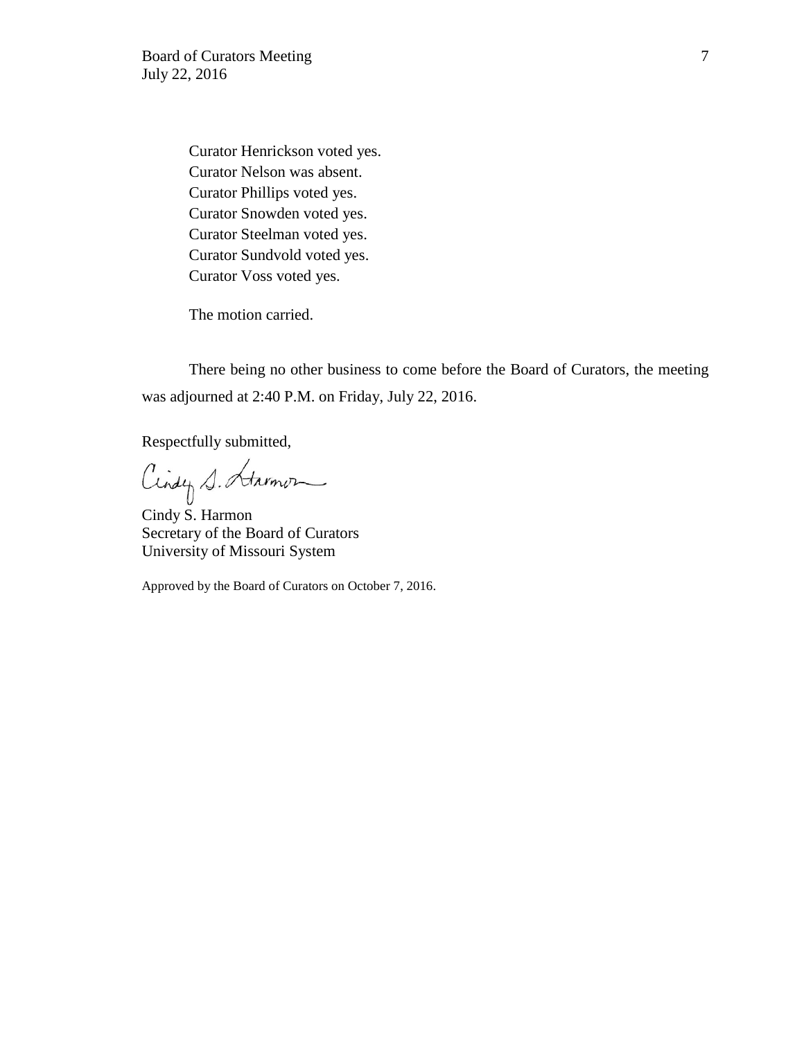Curator Henrickson voted yes.
Curator Nelson was absent.
Curator Phillips voted yes.
Curator Snowden voted yes.
Curator Steelman voted yes.
Curator Sundvold voted yes.
Curator Voss voted yes.

The motion carried.

There being no other business to come before the Board of Curators, the meeting was adjourned at 2:40 P.M. on Friday, July 22, 2016.

Respectfully submitted,

Cindy S. Harmon

Cindy S. Harmon
Secretary of the Board of Curators
University of Missouri System

Approved by the Board of Curators on October 7, 2016.